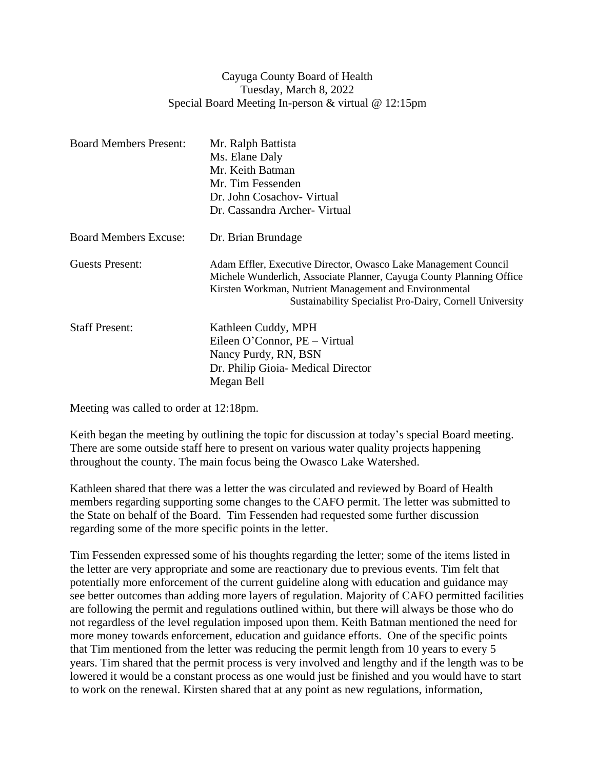Cayuga County Board of Health
Tuesday, March 8, 2022
Special Board Meeting In-person & virtual @ 12:15pm

| | |
|---|---|
| Board Members Present: | Mr. Ralph Battista<br>Ms. Elane Daly<br>Mr. Keith Batman<br>Mr. Tim Fessenden<br>Dr. John Cosachov- Virtual<br>Dr. Cassandra Archer- Virtual |
| Board Members Excuse: | Dr. Brian Brundage |
| Guests Present: | Adam Effler, Executive Director, Owasco Lake Management Council<br>Michele Wunderlich, Associate Planner, Cayuga County Planning Office<br>Kirsten Workman, Nutrient Management and Environmental Sustainability Specialist Pro-Dairy, Cornell University |
| Staff Present: | Kathleen Cuddy, MPH<br>Eileen O'Connor, PE – Virtual<br>Nancy Purdy, RN, BSN<br>Dr. Philip Gioia- Medical Director<br>Megan Bell |

Meeting was called to order at 12:18pm.

Keith began the meeting by outlining the topic for discussion at today's special Board meeting. There are some outside staff here to present on various water quality projects happening throughout the county. The main focus being the Owasco Lake Watershed.

Kathleen shared that there was a letter the was circulated and reviewed by Board of Health members regarding supporting some changes to the CAFO permit. The letter was submitted to the State on behalf of the Board. Tim Fessenden had requested some further discussion regarding some of the more specific points in the letter.

Tim Fessenden expressed some of his thoughts regarding the letter; some of the items listed in the letter are very appropriate and some are reactionary due to previous events. Tim felt that potentially more enforcement of the current guideline along with education and guidance may see better outcomes than adding more layers of regulation. Majority of CAFO permitted facilities are following the permit and regulations outlined within, but there will always be those who do not regardless of the level regulation imposed upon them. Keith Batman mentioned the need for more money towards enforcement, education and guidance efforts. One of the specific points that Tim mentioned from the letter was reducing the permit length from 10 years to every 5 years. Tim shared that the permit process is very involved and lengthy and if the length was to be lowered it would be a constant process as one would just be finished and you would have to start to work on the renewal. Kirsten shared that at any point as new regulations, information,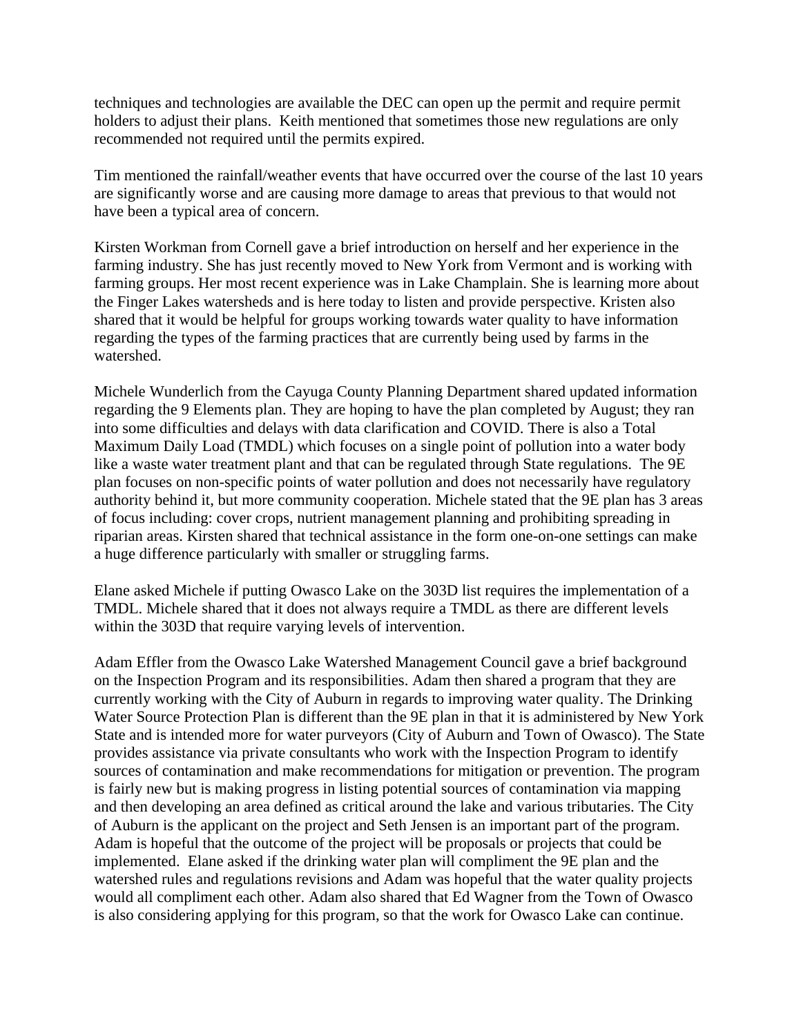techniques and technologies are available the DEC can open up the permit and require permit holders to adjust their plans. Keith mentioned that sometimes those new regulations are only recommended not required until the permits expired.

Tim mentioned the rainfall/weather events that have occurred over the course of the last 10 years are significantly worse and are causing more damage to areas that previous to that would not have been a typical area of concern.

Kirsten Workman from Cornell gave a brief introduction on herself and her experience in the farming industry. She has just recently moved to New York from Vermont and is working with farming groups. Her most recent experience was in Lake Champlain. She is learning more about the Finger Lakes watersheds and is here today to listen and provide perspective. Kristen also shared that it would be helpful for groups working towards water quality to have information regarding the types of the farming practices that are currently being used by farms in the watershed.

Michele Wunderlich from the Cayuga County Planning Department shared updated information regarding the 9 Elements plan. They are hoping to have the plan completed by August; they ran into some difficulties and delays with data clarification and COVID. There is also a Total Maximum Daily Load (TMDL) which focuses on a single point of pollution into a water body like a waste water treatment plant and that can be regulated through State regulations. The 9E plan focuses on non-specific points of water pollution and does not necessarily have regulatory authority behind it, but more community cooperation. Michele stated that the 9E plan has 3 areas of focus including: cover crops, nutrient management planning and prohibiting spreading in riparian areas. Kirsten shared that technical assistance in the form one-on-one settings can make a huge difference particularly with smaller or struggling farms.

Elane asked Michele if putting Owasco Lake on the 303D list requires the implementation of a TMDL. Michele shared that it does not always require a TMDL as there are different levels within the 303D that require varying levels of intervention.

Adam Effler from the Owasco Lake Watershed Management Council gave a brief background on the Inspection Program and its responsibilities. Adam then shared a program that they are currently working with the City of Auburn in regards to improving water quality. The Drinking Water Source Protection Plan is different than the 9E plan in that it is administered by New York State and is intended more for water purveyors (City of Auburn and Town of Owasco). The State provides assistance via private consultants who work with the Inspection Program to identify sources of contamination and make recommendations for mitigation or prevention. The program is fairly new but is making progress in listing potential sources of contamination via mapping and then developing an area defined as critical around the lake and various tributaries. The City of Auburn is the applicant on the project and Seth Jensen is an important part of the program. Adam is hopeful that the outcome of the project will be proposals or projects that could be implemented. Elane asked if the drinking water plan will compliment the 9E plan and the watershed rules and regulations revisions and Adam was hopeful that the water quality projects would all compliment each other. Adam also shared that Ed Wagner from the Town of Owasco is also considering applying for this program, so that the work for Owasco Lake can continue.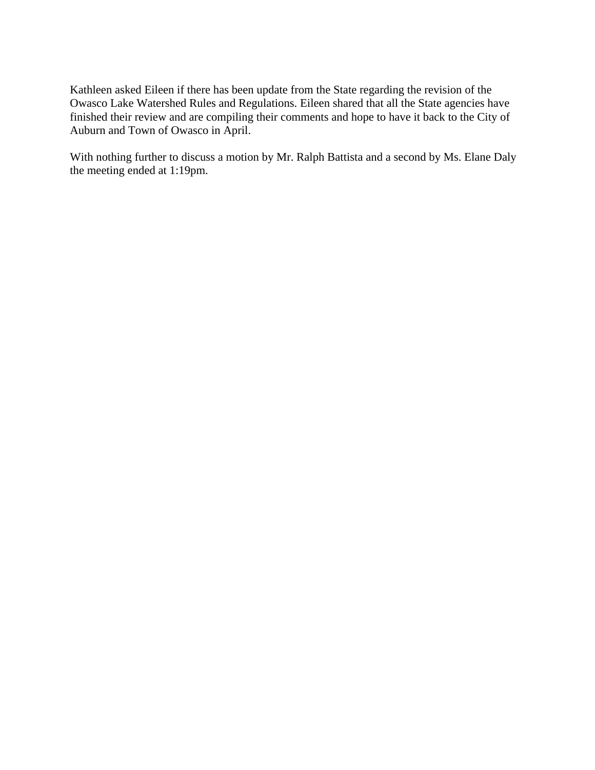Kathleen asked Eileen if there has been update from the State regarding the revision of the Owasco Lake Watershed Rules and Regulations. Eileen shared that all the State agencies have finished their review and are compiling their comments and hope to have it back to the City of Auburn and Town of Owasco in April.

With nothing further to discuss a motion by Mr. Ralph Battista and a second by Ms. Elane Daly the meeting ended at 1:19pm.